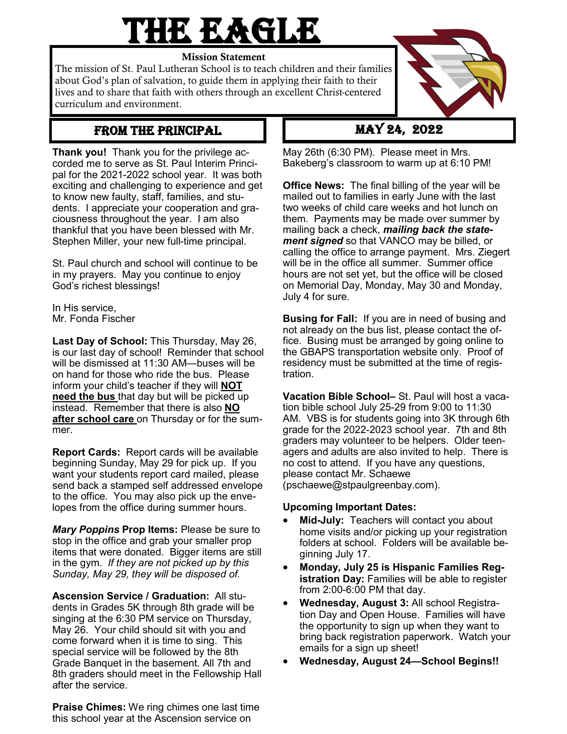# THE EAGLE

**Mission Statement**

The mission of St. Paul Lutheran School is to teach children and their families about God's plan of salvation, to guide them in applying their faith to their lives and to share that faith with others through an excellent Christ-centered curriculum and environment.

## FROM THE PRINCIPAL

## MAY 24, 2022

**Thank you!** Thank you for the privilege accorded me to serve as St. Paul Interim Principal for the 2021-2022 school year. It was both exciting and challenging to experience and get to know new faulty, staff, families, and students. I appreciate your cooperation and graciousness throughout the year. I am also thankful that you have been blessed with Mr. Stephen Miller, your new full-time principal.

St. Paul church and school will continue to be in my prayers. May you continue to enjoy God's richest blessings!

In His service,
Mr. Fonda Fischer

**Last Day of School:** This Thursday, May 26, is our last day of school! Reminder that school will be dismissed at 11:30 AM—buses will be on hand for those who ride the bus. Please inform your child's teacher if they will **NOT need the bus** that day but will be picked up instead. Remember that there is also **NO after school care** on Thursday or for the summer.

**Report Cards:** Report cards will be available beginning Sunday, May 29 for pick up. If you want your students report card mailed, please send back a stamped self addressed envelope to the office. You may also pick up the envelopes from the office during summer hours.

***Mary Poppins* Prop Items:** Please be sure to stop in the office and grab your smaller prop items that were donated. Bigger items are still in the gym. *If they are not picked up by this Sunday, May 29, they will be disposed of.*

**Ascension Service / Graduation:** All students in Grades 5K through 8th grade will be singing at the 6:30 PM service on Thursday, May 26. Your child should sit with you and come forward when it is time to sing. This special service will be followed by the 8th Grade Banquet in the basement. All 7th and 8th graders should meet in the Fellowship Hall after the service.

**Praise Chimes:** We ring chimes one last time this school year at the Ascension service on May 26th (6:30 PM). Please meet in Mrs. Bakeberg's classroom to warm up at 6:10 PM!

**Office News:** The final billing of the year will be mailed out to families in early June with the last two weeks of child care weeks and hot lunch on them. Payments may be made over summer by mailing back a check, ***mailing back the statement signed*** so that VANCO may be billed, or calling the office to arrange payment. Mrs. Ziegert will be in the office all summer. Summer office hours are not set yet, but the office will be closed on Memorial Day, Monday, May 30 and Monday, July 4 for sure.

**Busing for Fall:** If you are in need of busing and not already on the bus list, please contact the office. Busing must be arranged by going online to the GBAPS transportation website only. Proof of residency must be submitted at the time of registration.

**Vacation Bible School–** St. Paul will host a vacation bible school July 25-29 from 9:00 to 11:30 AM. VBS is for students going into 3K through 6th grade for the 2022-2023 school year. 7th and 8th graders may volunteer to be helpers. Older teenagers and adults are also invited to help. There is no cost to attend. If you have any questions, please contact Mr. Schaewe (pschaewe@stpaulgreenbay.com).

**Upcoming Important Dates:**

- **Mid-July:** Teachers will contact you about home visits and/or picking up your registration folders at school. Folders will be available beginning July 17.
- **Monday, July 25 is Hispanic Families Registration Day:** Families will be able to register from 2:00-6:00 PM that day.
- **Wednesday, August 3:** All school Registration Day and Open House. Families will have the opportunity to sign up when they want to bring back registration paperwork. Watch your emails for a sign up sheet!
- **Wednesday, August 24—School Begins!!**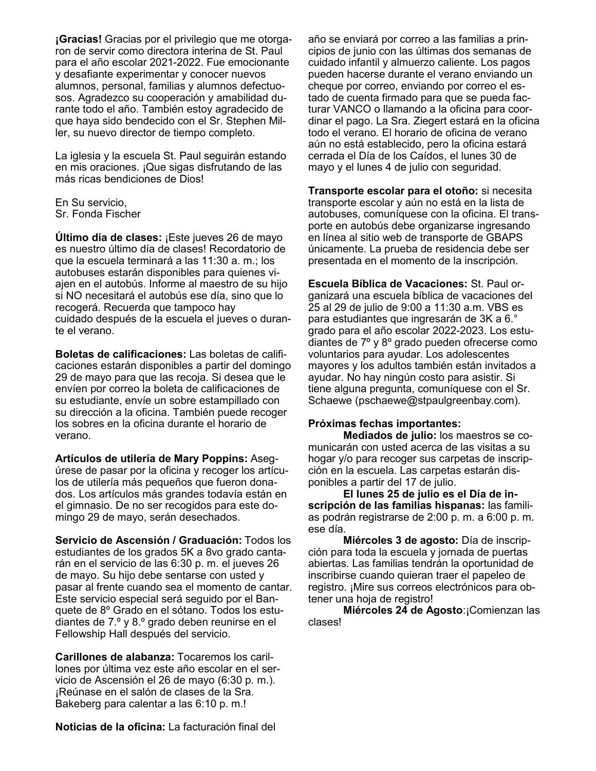**¡Gracias!** Gracias por el privilegio que me otorgaron de servir como directora interina de St. Paul para el año escolar 2021-2022. Fue emocionante y desafiante experimentar y conocer nuevos alumnos, personal, familias y alumnos defectuosos. Agradezco su cooperación y amabilidad durante todo el año. También estoy agradecido de que haya sido bendecido con el Sr. Stephen Miller, su nuevo director de tiempo completo.

La iglesia y la escuela St. Paul seguirán estando en mis oraciones. ¡Que sigas disfrutando de las más ricas bendiciones de Dios!

En Su servicio,
Sr. Fonda Fischer

**Último día de clases:** ¡Este jueves 26 de mayo es nuestro último día de clases! Recordatorio de que la escuela terminará a las 11:30 a. m.; los autobuses estarán disponibles para quienes viajen en el autobús. Informe al maestro de su hijo si NO necesitará el autobús ese día, sino que lo recogerá. Recuerda que tampoco hay cuidado después de la escuela el jueves o durante el verano.

**Boletas de calificaciones:** Las boletas de calificaciones estarán disponibles a partir del domingo 29 de mayo para que las recoja. Si desea que le envíen por correo la boleta de calificaciones de su estudiante, envíe un sobre estampillado con su dirección a la oficina. También puede recoger los sobres en la oficina durante el horario de verano.

**Artículos de utilería de Mary Poppins:** Asegúrese de pasar por la oficina y recoger los artículos de utilería más pequeños que fueron donados. Los artículos más grandes todavía están en el gimnasio. De no ser recogidos para este domingo 29 de mayo, serán desechados.

**Servicio de Ascensión / Graduación:** Todos los estudiantes de los grados 5K a 8vo grado cantarán en el servicio de las 6:30 p. m. el jueves 26 de mayo. Su hijo debe sentarse con usted y pasar al frente cuando sea el momento de cantar. Este servicio especial será seguido por el Banquete de 8º Grado en el sótano. Todos los estudiantes de 7.º y 8.º grado deben reunirse en el Fellowship Hall después del servicio.

**Carillones de alabanza:** Tocaremos los carillones por última vez este año escolar en el servicio de Ascensión el 26 de mayo (6:30 p. m.). ¡Reúnase en el salón de clases de la Sra. Bakeberg para calentar a las 6:10 p. m.!

**Noticias de la oficina:** La facturación final del año se enviará por correo a las familias a principios de junio con las últimas dos semanas de cuidado infantil y almuerzo caliente. Los pagos pueden hacerse durante el verano enviando un cheque por correo, enviando por correo el estado de cuenta firmado para que se pueda facturar VANCO o llamando a la oficina para coordinar el pago. La Sra. Ziegert estará en la oficina todo el verano. El horario de oficina de verano aún no está establecido, pero la oficina estará cerrada el Día de los Caídos, el lunes 30 de mayo y el lunes 4 de julio con seguridad.

**Transporte escolar para el otoño:** si necesita transporte escolar y aún no está en la lista de autobuses, comuníquese con la oficina. El transporte en autobús debe organizarse ingresando en línea al sitio web de transporte de GBAPS únicamente. La prueba de residencia debe ser presentada en el momento de la inscripción.

**Escuela Bíblica de Vacaciones:** St. Paul organizará una escuela bíblica de vacaciones del 25 al 29 de julio de 9:00 a 11:30 a.m. VBS es para estudiantes que ingresarán de 3K a 6.° grado para el año escolar 2022-2023. Los estudiantes de 7º y 8º grado pueden ofrecerse como voluntarios para ayudar. Los adolescentes mayores y los adultos también están invitados a ayudar. No hay ningún costo para asistir. Si tiene alguna pregunta, comuníquese con el Sr. Schaewe (pschaewe@stpaulgreenbay.com).

**Próximas fechas importantes:**

**Mediados de julio:** los maestros se comunicarán con usted acerca de las visitas a su hogar y/o para recoger sus carpetas de inscripción en la escuela. Las carpetas estarán disponibles a partir del 17 de julio.

**El lunes 25 de julio es el Día de inscripción de las familias hispanas:** las familias podrán registrarse de 2:00 p. m. a 6:00 p. m. ese día.

**Miércoles 3 de agosto:** Día de inscripción para toda la escuela y jornada de puertas abiertas. Las familias tendrán la oportunidad de inscribirse cuando quieran traer el papeleo de registro. ¡Mire sus correos electrónicos para obtener una hoja de registro!

**Miércoles 24 de Agosto**:¡Comienzan las clases!